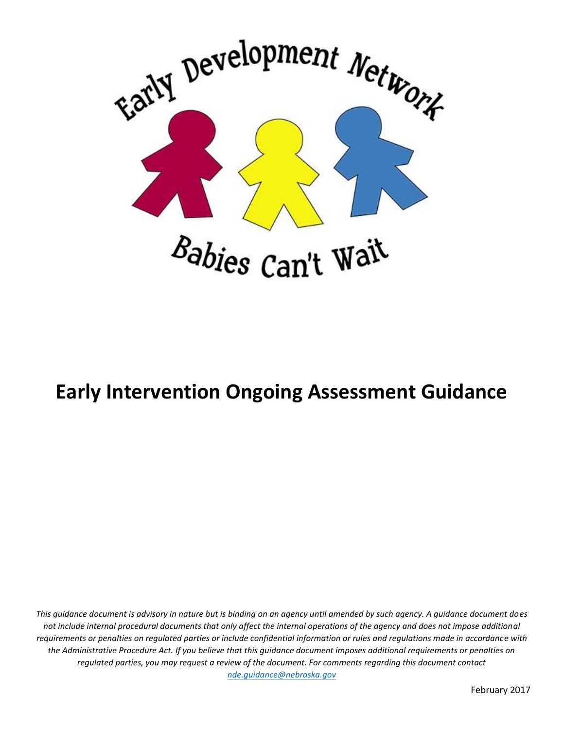Early Development Network

Babies Can't Wait

# Early Intervention Ongoing Assessment Guidance

*This guidance document is advisory in nature but is binding on an agency until amended by such agency. A guidance document does not include internal procedural documents that only affect the internal operations of the agency and does not impose additional requirements or penalties on regulated parties or include confidential information or rules and regulations made in accordance with the Administrative Procedure Act. If you believe that this guidance document imposes additional requirements or penalties on regulated parties, you may request a review of the document. For comments regarding this document contact [nde.guidance@nebraska.gov](mailto:nde.guidance@nebraska.gov)*

February 2017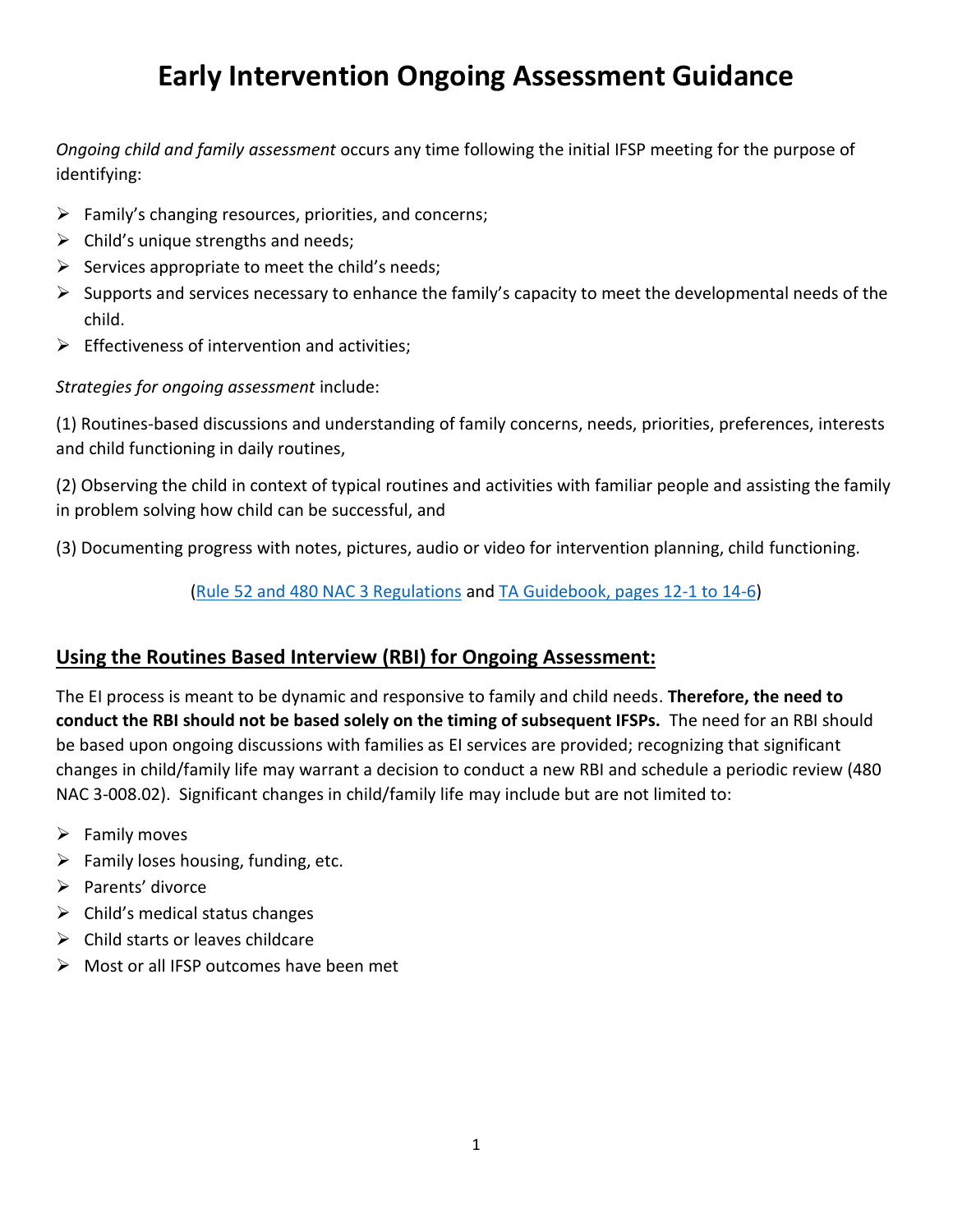# Early Intervention Ongoing Assessment Guidance

*Ongoing child and family assessment* occurs any time following the initial IFSP meeting for the purpose of identifying:

- Family's changing resources, priorities, and concerns;
- Child's unique strengths and needs;
- Services appropriate to meet the child's needs;
- Supports and services necessary to enhance the family's capacity to meet the developmental needs of the child.
- Effectiveness of intervention and activities;

*Strategies for ongoing assessment* include:

(1) Routines-based discussions and understanding of family concerns, needs, priorities, preferences, interests and child functioning in daily routines,

(2) Observing the child in context of typical routines and activities with familiar people and assisting the family in problem solving how child can be successful, and

(3) Documenting progress with notes, pictures, audio or video for intervention planning, child functioning.

(Rule 52 and 480 NAC 3 Regulations and TA Guidebook, pages 12-1 to 14-6)

## Using the Routines Based Interview (RBI) for Ongoing Assessment:

The EI process is meant to be dynamic and responsive to family and child needs. **Therefore, the need to conduct the RBI should not be based solely on the timing of subsequent IFSPs.** The need for an RBI should be based upon ongoing discussions with families as EI services are provided; recognizing that significant changes in child/family life may warrant a decision to conduct a new RBI and schedule a periodic review (480 NAC 3-008.02). Significant changes in child/family life may include but are not limited to:

- Family moves
- Family loses housing, funding, etc.
- Parents' divorce
- Child's medical status changes
- Child starts or leaves childcare
- Most or all IFSP outcomes have been met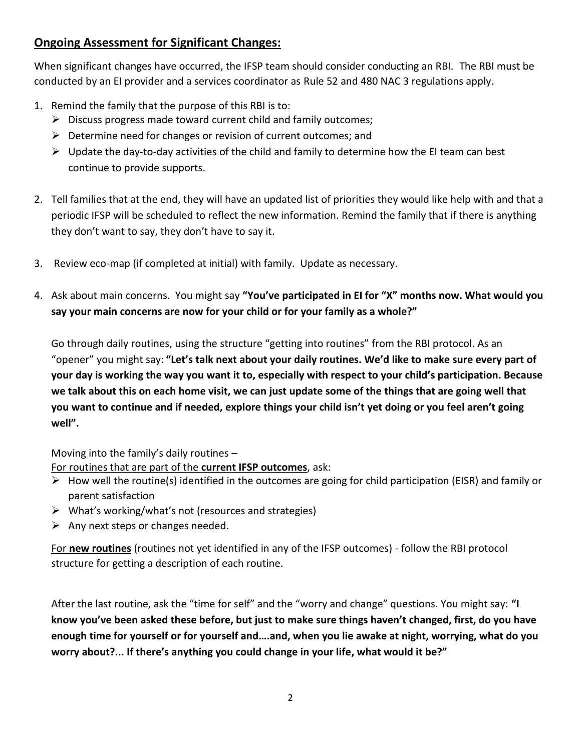## Ongoing Assessment for Significant Changes:

When significant changes have occurred, the IFSP team should consider conducting an RBI. The RBI must be conducted by an EI provider and a services coordinator as Rule 52 and 480 NAC 3 regulations apply.

1. Remind the family that the purpose of this RBI is to:
   - Discuss progress made toward current child and family outcomes;
   - Determine need for changes or revision of current outcomes; and
   - Update the day-to-day activities of the child and family to determine how the EI team can best continue to provide supports.

2. Tell families that at the end, they will have an updated list of priorities they would like help with and that a periodic IFSP will be scheduled to reflect the new information. Remind the family that if there is anything they don't want to say, they don't have to say it.

3. Review eco-map (if completed at initial) with family. Update as necessary.

4. Ask about main concerns. You might say **"You've participated in EI for "X" months now. What would you say your main concerns are now for your child or for your family as a whole?"**

   Go through daily routines, using the structure "getting into routines" from the RBI protocol. As an "opener" you might say: **"Let's talk next about your daily routines. We'd like to make sure every part of your day is working the way you want it to, especially with respect to your child's participation. Because we talk about this on each home visit, we can just update some of the things that are going well that you want to continue and if needed, explore things your child isn't yet doing or you feel aren't going well".**

   Moving into the family's daily routines –
   <u>For routines that are part of the **current IFSP outcomes**</u>, ask:
   - How well the routine(s) identified in the outcomes are going for child participation (EISR) and family or parent satisfaction
   - What's working/what's not (resources and strategies)
   - Any next steps or changes needed.

   <u>For **new routines**</u> (routines not yet identified in any of the IFSP outcomes) - follow the RBI protocol structure for getting a description of each routine.

   After the last routine, ask the "time for self" and the "worry and change" questions. You might say: **"I know you've been asked these before, but just to make sure things haven't changed, first, do you have enough time for yourself or for yourself and….and, when you lie awake at night, worrying, what do you worry about?... If there's anything you could change in your life, what would it be?"**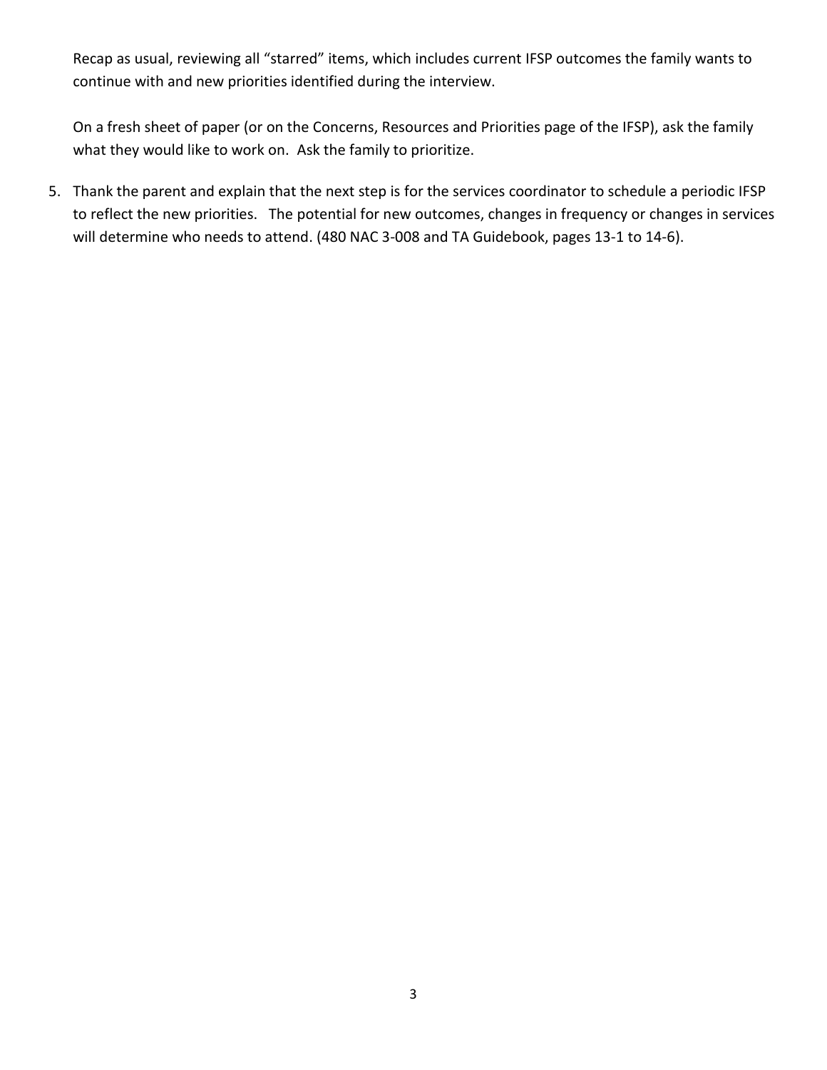Recap as usual, reviewing all "starred" items, which includes current IFSP outcomes the family wants to continue with and new priorities identified during the interview.

On a fresh sheet of paper (or on the Concerns, Resources and Priorities page of the IFSP), ask the family what they would like to work on. Ask the family to prioritize.

5. Thank the parent and explain that the next step is for the services coordinator to schedule a periodic IFSP to reflect the new priorities. The potential for new outcomes, changes in frequency or changes in services will determine who needs to attend. (480 NAC 3-008 and TA Guidebook, pages 13-1 to 14-6).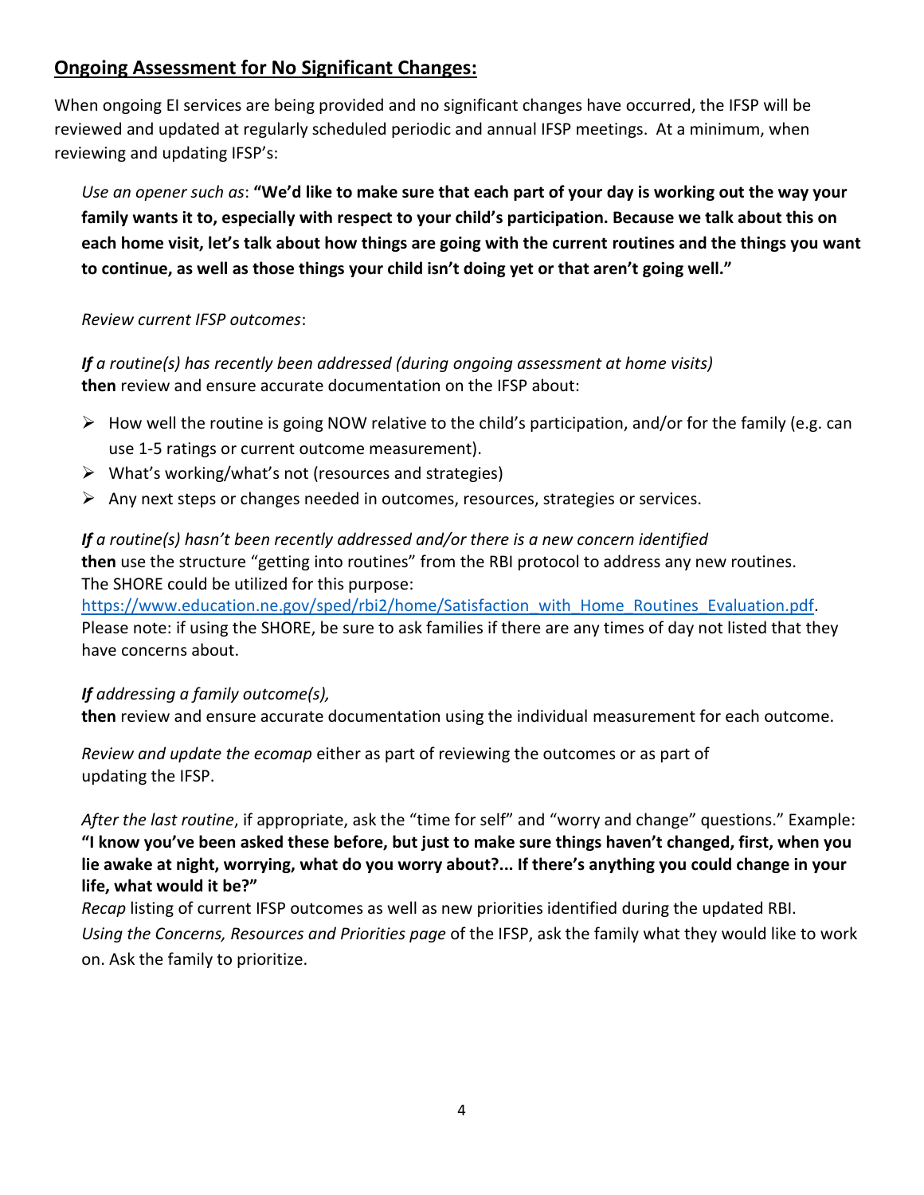## Ongoing Assessment for No Significant Changes:

When ongoing EI services are being provided and no significant changes have occurred, the IFSP will be reviewed and updated at regularly scheduled periodic and annual IFSP meetings. At a minimum, when reviewing and updating IFSP's:

*Use an opener such as*: **"We'd like to make sure that each part of your day is working out the way your family wants it to, especially with respect to your child's participation. Because we talk about this on each home visit, let's talk about how things are going with the current routines and the things you want to continue, as well as those things your child isn't doing yet or that aren't going well."**

*Review current IFSP outcomes*:

***If*** *a routine(s) has recently been addressed (during ongoing assessment at home visits)*
**then** review and ensure accurate documentation on the IFSP about:

- How well the routine is going NOW relative to the child's participation, and/or for the family (e.g. can use 1-5 ratings or current outcome measurement).
- What's working/what's not (resources and strategies)
- Any next steps or changes needed in outcomes, resources, strategies or services.

***If*** *a routine(s) hasn't been recently addressed and/or there is a new concern identified*
**then** use the structure "getting into routines" from the RBI protocol to address any new routines. The SHORE could be utilized for this purpose:
https://www.education.ne.gov/sped/rbi2/home/Satisfaction_with_Home_Routines_Evaluation.pdf.
Please note: if using the SHORE, be sure to ask families if there are any times of day not listed that they have concerns about.

***If*** *addressing a family outcome(s),*
**then** review and ensure accurate documentation using the individual measurement for each outcome.

*Review and update the ecomap* either as part of reviewing the outcomes or as part of updating the IFSP.

*After the last routine*, if appropriate, ask the "time for self" and "worry and change" questions." Example:
**"I know you've been asked these before, but just to make sure things haven't changed, first, when you lie awake at night, worrying, what do you worry about?... If there's anything you could change in your life, what would it be?"**
*Recap* listing of current IFSP outcomes as well as new priorities identified during the updated RBI.
*Using the Concerns, Resources and Priorities page* of the IFSP, ask the family what they would like to work on. Ask the family to prioritize.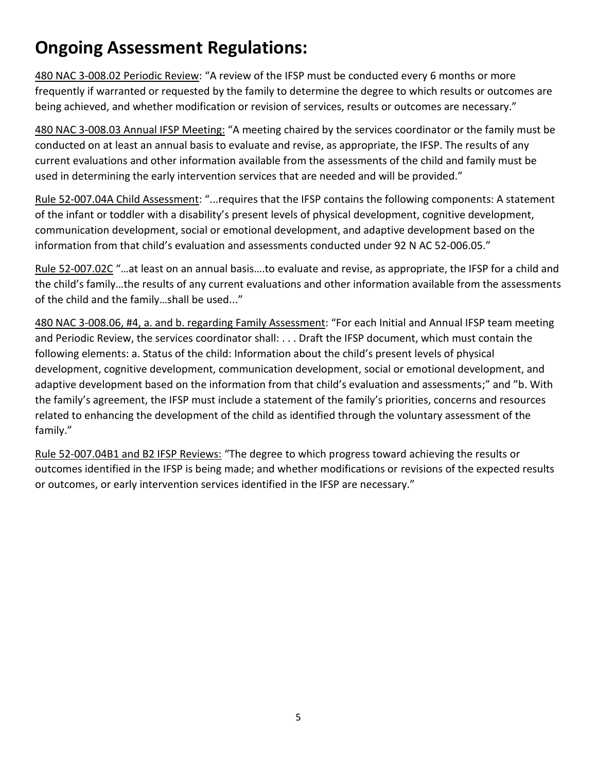# Ongoing Assessment Regulations:

480 NAC 3-008.02 Periodic Review: "A review of the IFSP must be conducted every 6 months or more frequently if warranted or requested by the family to determine the degree to which results or outcomes are being achieved, and whether modification or revision of services, results or outcomes are necessary."

480 NAC 3-008.03 Annual IFSP Meeting: "A meeting chaired by the services coordinator or the family must be conducted on at least an annual basis to evaluate and revise, as appropriate, the IFSP. The results of any current evaluations and other information available from the assessments of the child and family must be used in determining the early intervention services that are needed and will be provided."

Rule 52-007.04A Child Assessment: "...requires that the IFSP contains the following components: A statement of the infant or toddler with a disability's present levels of physical development, cognitive development, communication development, social or emotional development, and adaptive development based on the information from that child's evaluation and assessments conducted under 92 N AC 52-006.05."

Rule 52-007.02C "…at least on an annual basis….to evaluate and revise, as appropriate, the IFSP for a child and the child's family…the results of any current evaluations and other information available from the assessments of the child and the family…shall be used..."

480 NAC 3-008.06, #4, a. and b. regarding Family Assessment: "For each Initial and Annual IFSP team meeting and Periodic Review, the services coordinator shall: . . . Draft the IFSP document, which must contain the following elements: a. Status of the child: Information about the child's present levels of physical development, cognitive development, communication development, social or emotional development, and adaptive development based on the information from that child's evaluation and assessments;" and "b. With the family's agreement, the IFSP must include a statement of the family's priorities, concerns and resources related to enhancing the development of the child as identified through the voluntary assessment of the family."

Rule 52-007.04B1 and B2 IFSP Reviews: "The degree to which progress toward achieving the results or outcomes identified in the IFSP is being made; and whether modifications or revisions of the expected results or outcomes, or early intervention services identified in the IFSP are necessary."